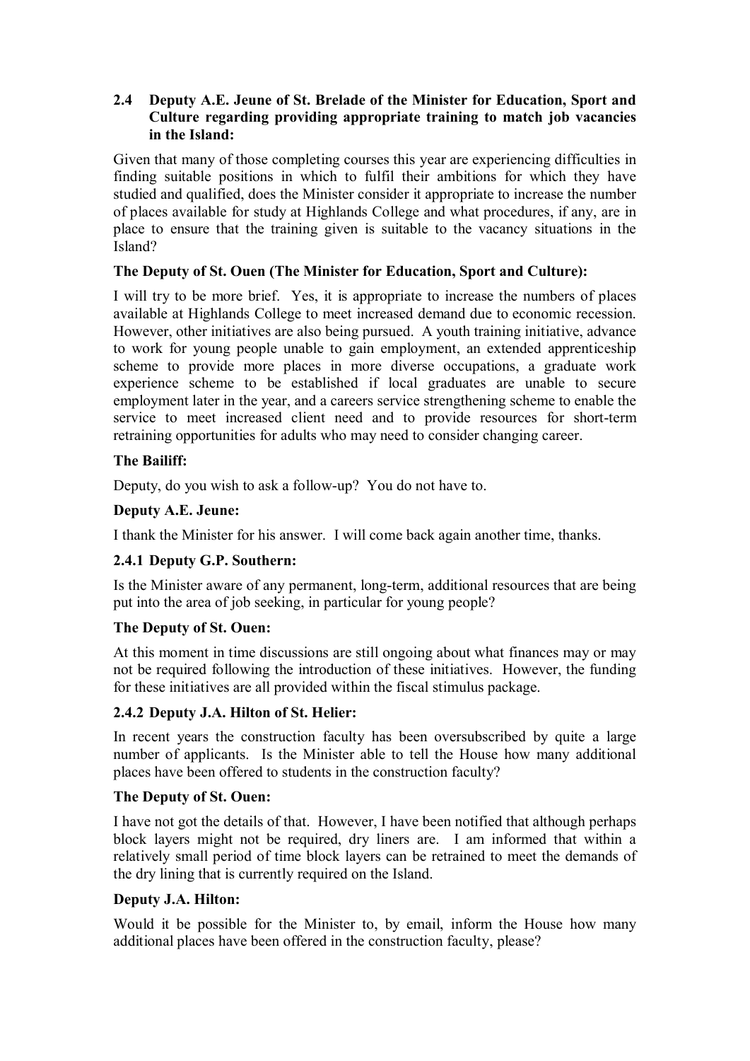### 2.4 Deputy A.E. Jeune of St. Brelade of the Minister for Education, Sport and Culture regarding providing appropriate training to match job vacancies in the Island:

Given that many of those completing courses this year are experiencing difficulties in finding suitable positions in which to fulfil their ambitions for which they have studied and qualified, does the Minister consider it appropriate to increase the number of places available for study at Highlands College and what procedures, if any, are in place to ensure that the training given is suitable to the vacancy situations in the Island?

**The Deputy of St. Ouen (The Minister for Education, Sport and Culture):**

I will try to be more brief. Yes, it is appropriate to increase the numbers of places available at Highlands College to meet increased demand due to economic recession. However, other initiatives are also being pursued. A youth training initiative, advance to work for young people unable to gain employment, an extended apprenticeship scheme to provide more places in more diverse occupations, a graduate work experience scheme to be established if local graduates are unable to secure employment later in the year, and a careers service strengthening scheme to enable the service to meet increased client need and to provide resources for short-term retraining opportunities for adults who may need to consider changing career.

**The Bailiff:**

Deputy, do you wish to ask a follow-up? You do not have to.

**Deputy A.E. Jeune:**

I thank the Minister for his answer. I will come back again another time, thanks.

### 2.4.1 Deputy G.P. Southern:

Is the Minister aware of any permanent, long-term, additional resources that are being put into the area of job seeking, in particular for young people?

**The Deputy of St. Ouen:**

At this moment in time discussions are still ongoing about what finances may or may not be required following the introduction of these initiatives. However, the funding for these initiatives are all provided within the fiscal stimulus package.

### 2.4.2 Deputy J.A. Hilton of St. Helier:

In recent years the construction faculty has been oversubscribed by quite a large number of applicants. Is the Minister able to tell the House how many additional places have been offered to students in the construction faculty?

**The Deputy of St. Ouen:**

I have not got the details of that. However, I have been notified that although perhaps block layers might not be required, dry liners are. I am informed that within a relatively small period of time block layers can be retrained to meet the demands of the dry lining that is currently required on the Island.

**Deputy J.A. Hilton:**

Would it be possible for the Minister to, by email, inform the House how many additional places have been offered in the construction faculty, please?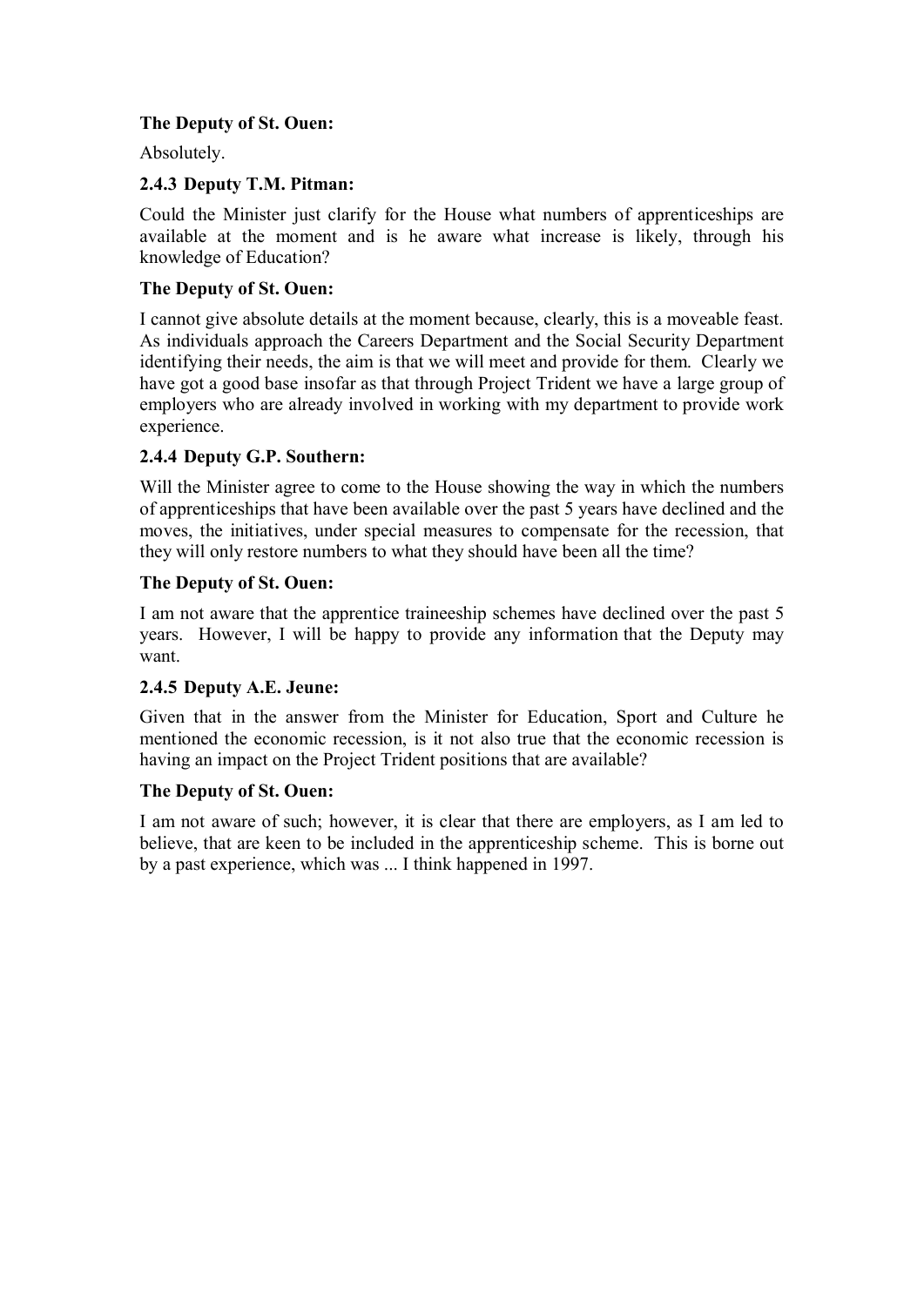**The Deputy of St. Ouen:**

Absolutely.

### 2.4.3 Deputy T.M. Pitman:

Could the Minister just clarify for the House what numbers of apprenticeships are available at the moment and is he aware what increase is likely, through his knowledge of Education?

**The Deputy of St. Ouen:**

I cannot give absolute details at the moment because, clearly, this is a moveable feast. As individuals approach the Careers Department and the Social Security Department identifying their needs, the aim is that we will meet and provide for them. Clearly we have got a good base insofar as that through Project Trident we have a large group of employers who are already involved in working with my department to provide work experience.

### 2.4.4 Deputy G.P. Southern:

Will the Minister agree to come to the House showing the way in which the numbers of apprenticeships that have been available over the past 5 years have declined and the moves, the initiatives, under special measures to compensate for the recession, that they will only restore numbers to what they should have been all the time?

**The Deputy of St. Ouen:**

I am not aware that the apprentice traineeship schemes have declined over the past 5 years. However, I will be happy to provide any information that the Deputy may want.

### 2.4.5 Deputy A.E. Jeune:

Given that in the answer from the Minister for Education, Sport and Culture he mentioned the economic recession, is it not also true that the economic recession is having an impact on the Project Trident positions that are available?

**The Deputy of St. Ouen:**

I am not aware of such; however, it is clear that there are employers, as I am led to believe, that are keen to be included in the apprenticeship scheme. This is borne out by a past experience, which was ... I think happened in 1997.